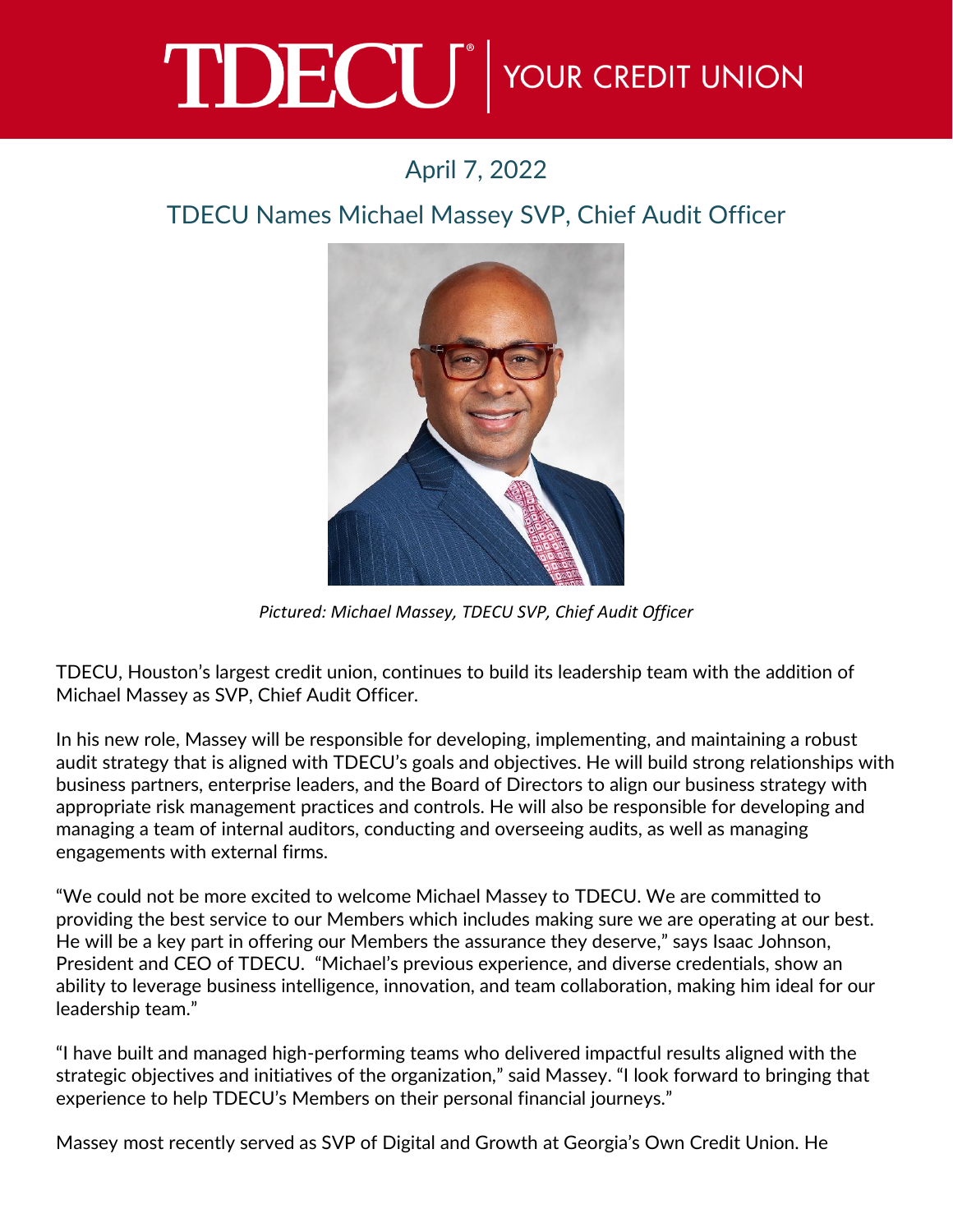TDECU | YOUR CREDIT UNION

April 7, 2022

## TDECU Names Michael Massey SVP, Chief Audit Officer

*Pictured: Michael Massey, TDECU SVP, Chief Audit Officer*

TDECU, Houston's largest credit union, continues to build its leadership team with the addition of Michael Massey as SVP, Chief Audit Officer.

In his new role, Massey will be responsible for developing, implementing, and maintaining a robust audit strategy that is aligned with TDECU's goals and objectives. He will build strong relationships with business partners, enterprise leaders, and the Board of Directors to align our business strategy with appropriate risk management practices and controls. He will also be responsible for developing and managing a team of internal auditors, conducting and overseeing audits, as well as managing engagements with external firms.

"We could not be more excited to welcome Michael Massey to TDECU. We are committed to providing the best service to our Members which includes making sure we are operating at our best. He will be a key part in offering our Members the assurance they deserve," says Isaac Johnson, President and CEO of TDECU. "Michael's previous experience, and diverse credentials, show an ability to leverage business intelligence, innovation, and team collaboration, making him ideal for our leadership team."

"I have built and managed high-performing teams who delivered impactful results aligned with the strategic objectives and initiatives of the organization," said Massey. "I look forward to bringing that experience to help TDECU's Members on their personal financial journeys."

Massey most recently served as SVP of Digital and Growth at Georgia's Own Credit Union. He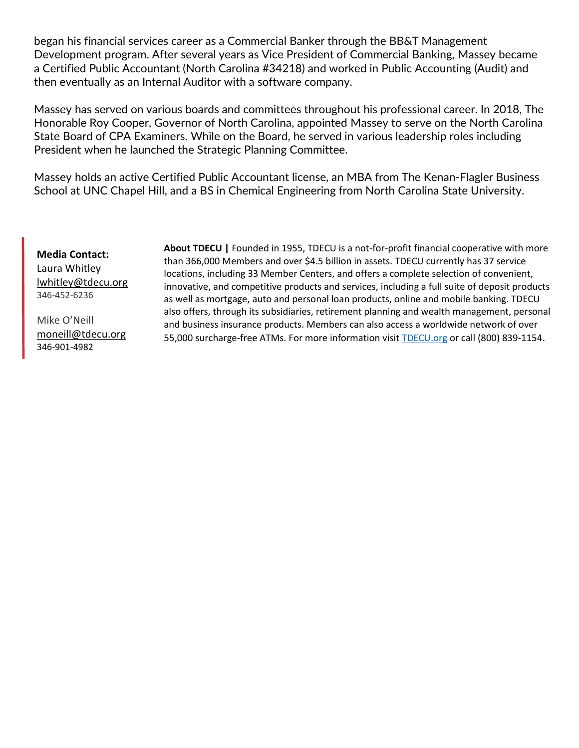began his financial services career as a Commercial Banker through the BB&T Management Development program. After several years as Vice President of Commercial Banking, Massey became a Certified Public Accountant (North Carolina #34218) and worked in Public Accounting (Audit) and then eventually as an Internal Auditor with a software company.

Massey has served on various boards and committees throughout his professional career. In 2018, The Honorable Roy Cooper, Governor of North Carolina, appointed Massey to serve on the North Carolina State Board of CPA Examiners. While on the Board, he served in various leadership roles including President when he launched the Strategic Planning Committee.

Massey holds an active Certified Public Accountant license, an MBA from The Kenan-Flagler Business School at UNC Chapel Hill, and a BS in Chemical Engineering from North Carolina State University.

**Media Contact:**
Laura Whitley
lwhitley@tdecu.org
346-452-6236

Mike O'Neill
moneill@tdecu.org
346-901-4982

**About TDECU |** Founded in 1955, TDECU is a not-for-profit financial cooperative with more than 366,000 Members and over $4.5 billion in assets. TDECU currently has 37 service locations, including 33 Member Centers, and offers a complete selection of convenient, innovative, and competitive products and services, including a full suite of deposit products as well as mortgage, auto and personal loan products, online and mobile banking. TDECU also offers, through its subsidiaries, retirement planning and wealth management, personal and business insurance products. Members can also access a worldwide network of over 55,000 surcharge-free ATMs. For more information visit [TDECU.org](TDECU.org) or call (800) 839-1154.